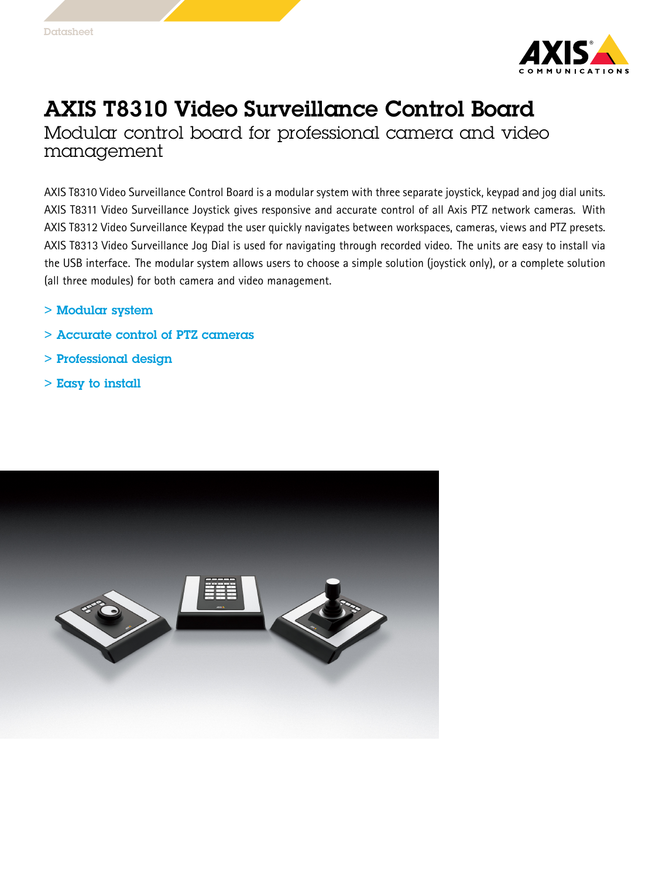Datasheet

# AXIS T8310 Video Surveillance Control Board

## Modular control board for professional camera and video management

AXIS T8310 Video Surveillance Control Board is a modular system with three separate joystick, keypad and jog dial units. AXIS T8311 Video Surveillance Joystick gives responsive and accurate control of all Axis PTZ network cameras. With AXIS T8312 Video Surveillance Keypad the user quickly navigates between workspaces, cameras, views and PTZ presets. AXIS T8313 Video Surveillance Jog Dial is used for navigating through recorded video. The units are easy to install via the USB interface. The modular system allows users to choose a simple solution (joystick only), or a complete solution (all three modules) for both camera and video management.

> Modular system

> Accurate control of PTZ cameras

> Professional design

> Easy to install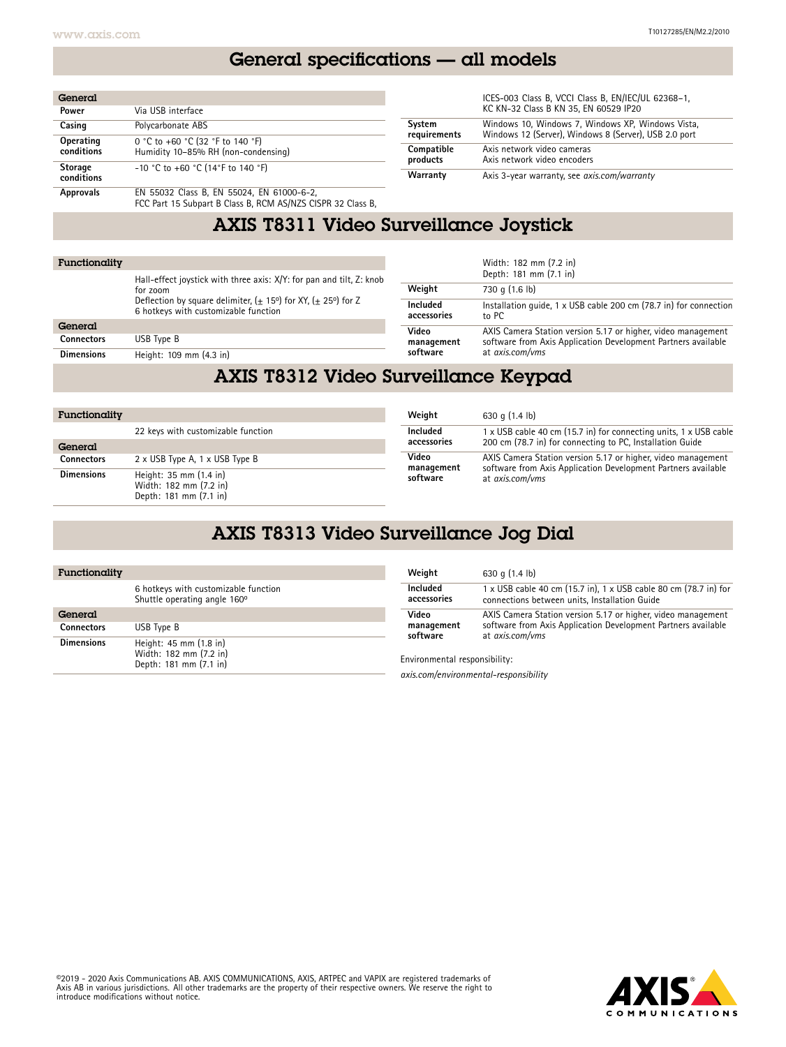# General specifications — all models

| General | |
|---|---|
| **Power** | Via USB interface |
| **Casing** | Polycarbonate ABS |
| **Operating conditions** | 0 °C to +60 °C (32 °F to 140 °F)<br>Humidity 10–85% RH (non-condensing) |
| **Storage conditions** | -10 °C to +60 °C (14°F to 140 °F) |
| **Approvals** | EN 55032 Class B, EN 55024, EN 61000-6-2, FCC Part 15 Subpart B Class B, RCM AS/NZS CISPR 32 Class B, ICES-003 Class B, VCCI Class B, EN/IEC/UL 62368-1, KC KN-32 Class B KN 35, EN 60529 IP20 |
| **System requirements** | Windows 10, Windows 7, Windows XP, Windows Vista, Windows 12 (Server), Windows 8 (Server), USB 2.0 port |
| **Compatible products** | Axis network video cameras<br>Axis network video encoders |
| **Warranty** | Axis 3-year warranty, see *axis.com/warranty* |

# AXIS T8311 Video Surveillance Joystick

| Functionality | |
|---|---|
| | Hall-effect joystick with three axis: X/Y: for pan and tilt, Z: knob for zoom<br>Deflection by square delimiter, (± 15º) for XY, (± 25º) for Z<br>6 hotkeys with customizable function |
| **General** | |
| **Connectors** | USB Type B |
| **Dimensions** | Height: 109 mm (4.3 in)<br>Width: 182 mm (7.2 in)<br>Depth: 181 mm (7.1 in) |
| **Weight** | 730 g (1.6 lb) |
| **Included accessories** | Installation guide, 1 x USB cable 200 cm (78.7 in) for connection to PC |
| **Video management software** | AXIS Camera Station version 5.17 or higher, video management software from Axis Application Development Partners available at *axis.com/vms* |

# AXIS T8312 Video Surveillance Keypad

| Functionality | |
|---|---|
| | 22 keys with customizable function |
| **General** | |
| **Connectors** | 2 x USB Type A, 1 x USB Type B |
| **Dimensions** | Height: 35 mm (1.4 in)<br>Width: 182 mm (7.2 in)<br>Depth: 181 mm (7.1 in) |
| **Weight** | 630 g (1.4 lb) |
| **Included accessories** | 1 x USB cable 40 cm (15.7 in) for connecting units, 1 x USB cable 200 cm (78.7 in) for connecting to PC, Installation Guide |
| **Video management software** | AXIS Camera Station version 5.17 or higher, video management software from Axis Application Development Partners available at *axis.com/vms* |

# AXIS T8313 Video Surveillance Jog Dial

| Functionality | |
|---|---|
| | 6 hotkeys with customizable function<br>Shuttle operating angle 160º |
| **General** | |
| **Connectors** | USB Type B |
| **Dimensions** | Height: 45 mm (1.8 in)<br>Width: 182 mm (7.2 in)<br>Depth: 181 mm (7.1 in) |
| **Weight** | 630 g (1.4 lb) |
| **Included accessories** | 1 x USB cable 40 cm (15.7 in), 1 x USB cable 80 cm (78.7 in) for connections between units, Installation Guide |
| **Video management software** | AXIS Camera Station version 5.17 or higher, video management software from Axis Application Development Partners available at *axis.com/vms* |

Environmental responsibility:

*axis.com/environmental-responsibility*

©2019 - 2020 Axis Communications AB. AXIS COMMUNICATIONS, AXIS, ARTPEC and VAPIX are registered trademarks of Axis AB in various jurisdictions. All other trademarks are the property of their respective owners. We reserve the right to introduce modifications without notice.